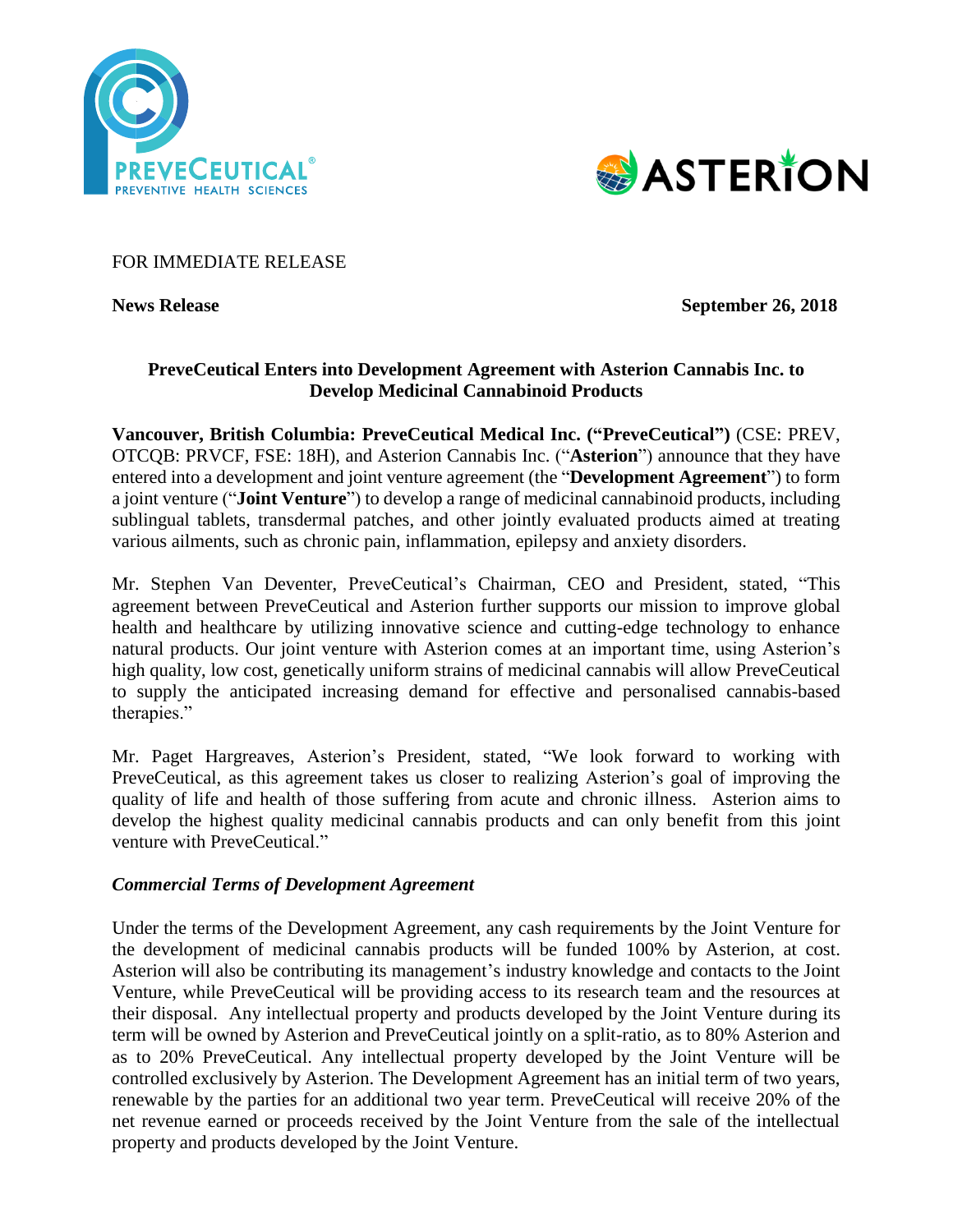FOR IMMEDIATE RELEASE

**News Release** **September 26, 2018**

**PreveCeutical Enters into Development Agreement with Asterion Cannabis Inc. to Develop Medicinal Cannabinoid Products**

**Vancouver, British Columbia: PreveCeutical Medical Inc. ("PreveCeutical")** (CSE: PREV, OTCQB: PRVCF, FSE: 18H), and Asterion Cannabis Inc. ("**Asterion**") announce that they have entered into a development and joint venture agreement (the "**Development Agreement**") to form a joint venture ("**Joint Venture**") to develop a range of medicinal cannabinoid products, including sublingual tablets, transdermal patches, and other jointly evaluated products aimed at treating various ailments, such as chronic pain, inflammation, epilepsy and anxiety disorders.

Mr. Stephen Van Deventer, PreveCeutical's Chairman, CEO and President, stated, "This agreement between PreveCeutical and Asterion further supports our mission to improve global health and healthcare by utilizing innovative science and cutting-edge technology to enhance natural products. Our joint venture with Asterion comes at an important time, using Asterion's high quality, low cost, genetically uniform strains of medicinal cannabis will allow PreveCeutical to supply the anticipated increasing demand for effective and personalised cannabis-based therapies."

Mr. Paget Hargreaves, Asterion's President, stated, "We look forward to working with PreveCeutical, as this agreement takes us closer to realizing Asterion's goal of improving the quality of life and health of those suffering from acute and chronic illness. Asterion aims to develop the highest quality medicinal cannabis products and can only benefit from this joint venture with PreveCeutical."

### *Commercial Terms of Development Agreement*

Under the terms of the Development Agreement, any cash requirements by the Joint Venture for the development of medicinal cannabis products will be funded 100% by Asterion, at cost. Asterion will also be contributing its management's industry knowledge and contacts to the Joint Venture, while PreveCeutical will be providing access to its research team and the resources at their disposal. Any intellectual property and products developed by the Joint Venture during its term will be owned by Asterion and PreveCeutical jointly on a split-ratio, as to 80% Asterion and as to 20% PreveCeutical. Any intellectual property developed by the Joint Venture will be controlled exclusively by Asterion. The Development Agreement has an initial term of two years, renewable by the parties for an additional two year term. PreveCeutical will receive 20% of the net revenue earned or proceeds received by the Joint Venture from the sale of the intellectual property and products developed by the Joint Venture.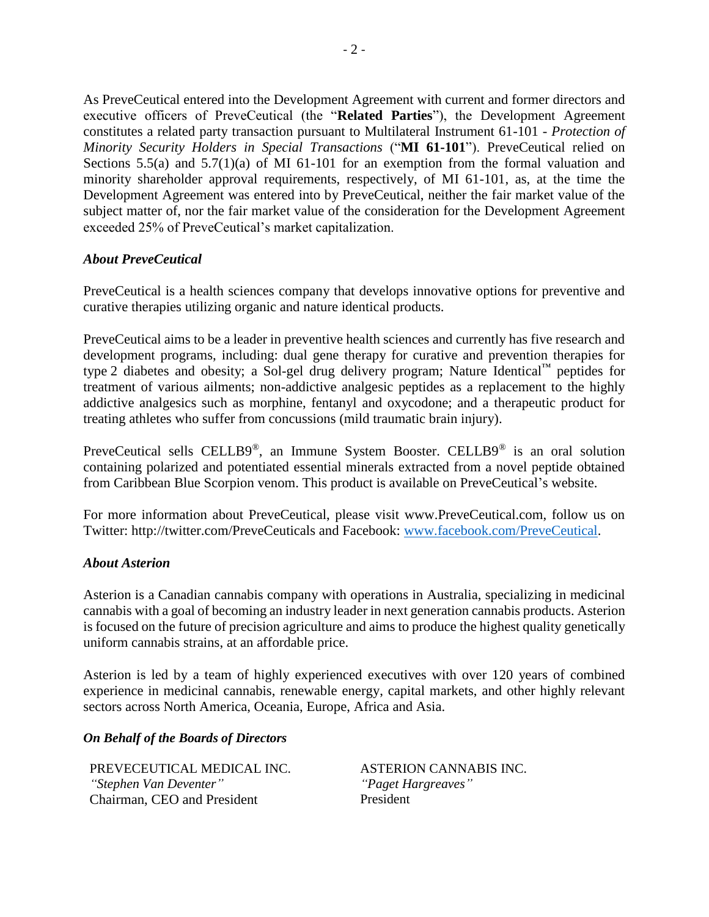As PreveCeutical entered into the Development Agreement with current and former directors and executive officers of PreveCeutical (the "**Related Parties**"), the Development Agreement constitutes a related party transaction pursuant to Multilateral Instrument 61-101 - *Protection of Minority Security Holders in Special Transactions* ("**MI 61-101**"). PreveCeutical relied on Sections 5.5(a) and 5.7(1)(a) of MI 61-101 for an exemption from the formal valuation and minority shareholder approval requirements, respectively, of MI 61-101, as, at the time the Development Agreement was entered into by PreveCeutical, neither the fair market value of the subject matter of, nor the fair market value of the consideration for the Development Agreement exceeded 25% of PreveCeutical's market capitalization.

***About PreveCeutical***

PreveCeutical is a health sciences company that develops innovative options for preventive and curative therapies utilizing organic and nature identical products.

PreveCeutical aims to be a leader in preventive health sciences and currently has five research and development programs, including: dual gene therapy for curative and prevention therapies for type 2 diabetes and obesity; a Sol-gel drug delivery program; Nature Identical™ peptides for treatment of various ailments; non-addictive analgesic peptides as a replacement to the highly addictive analgesics such as morphine, fentanyl and oxycodone; and a therapeutic product for treating athletes who suffer from concussions (mild traumatic brain injury).

PreveCeutical sells CELLB9®, an Immune System Booster. CELLB9® is an oral solution containing polarized and potentiated essential minerals extracted from a novel peptide obtained from Caribbean Blue Scorpion venom. This product is available on PreveCeutical's website.

For more information about PreveCeutical, please visit www.PreveCeutical.com, follow us on Twitter: http://twitter.com/PreveCeuticals and Facebook: www.facebook.com/PreveCeutical.

***About Asterion***

Asterion is a Canadian cannabis company with operations in Australia, specializing in medicinal cannabis with a goal of becoming an industry leader in next generation cannabis products. Asterion is focused on the future of precision agriculture and aims to produce the highest quality genetically uniform cannabis strains, at an affordable price.

Asterion is led by a team of highly experienced executives with over 120 years of combined experience in medicinal cannabis, renewable energy, capital markets, and other highly relevant sectors across North America, Oceania, Europe, Africa and Asia.

***On Behalf of the Boards of Directors***

PREVECEUTICAL MEDICAL INC.
*"Stephen Van Deventer"*
Chairman, CEO and President

ASTERION CANNABIS INC.
*"Paget Hargreaves"*
President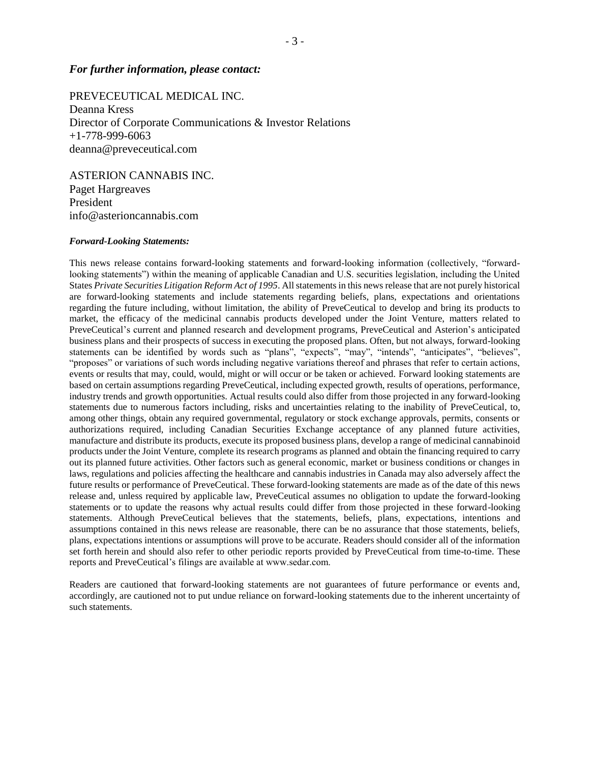***For further information, please contact:***

PREVECEUTICAL MEDICAL INC.
Deanna Kress
Director of Corporate Communications & Investor Relations
+1-778-999-6063
deanna@preveceutical.com

ASTERION CANNABIS INC.
Paget Hargreaves
President
info@asterioncannabis.com

***Forward-Looking Statements:***

This news release contains forward-looking statements and forward-looking information (collectively, "forward-looking statements") within the meaning of applicable Canadian and U.S. securities legislation, including the United States *Private Securities Litigation Reform Act of 1995*. All statements in this news release that are not purely historical are forward-looking statements and include statements regarding beliefs, plans, expectations and orientations regarding the future including, without limitation, the ability of PreveCeutical to develop and bring its products to market, the efficacy of the medicinal cannabis products developed under the Joint Venture, matters related to PreveCeutical's current and planned research and development programs, PreveCeutical and Asterion's anticipated business plans and their prospects of success in executing the proposed plans. Often, but not always, forward-looking statements can be identified by words such as "plans", "expects", "may", "intends", "anticipates", "believes", "proposes" or variations of such words including negative variations thereof and phrases that refer to certain actions, events or results that may, could, would, might or will occur or be taken or achieved. Forward looking statements are based on certain assumptions regarding PreveCeutical, including expected growth, results of operations, performance, industry trends and growth opportunities. Actual results could also differ from those projected in any forward-looking statements due to numerous factors including, risks and uncertainties relating to the inability of PreveCeutical, to, among other things, obtain any required governmental, regulatory or stock exchange approvals, permits, consents or authorizations required, including Canadian Securities Exchange acceptance of any planned future activities, manufacture and distribute its products, execute its proposed business plans, develop a range of medicinal cannabinoid products under the Joint Venture, complete its research programs as planned and obtain the financing required to carry out its planned future activities. Other factors such as general economic, market or business conditions or changes in laws, regulations and policies affecting the healthcare and cannabis industries in Canada may also adversely affect the future results or performance of PreveCeutical. These forward-looking statements are made as of the date of this news release and, unless required by applicable law, PreveCeutical assumes no obligation to update the forward-looking statements or to update the reasons why actual results could differ from those projected in these forward-looking statements. Although PreveCeutical believes that the statements, beliefs, plans, expectations, intentions and assumptions contained in this news release are reasonable, there can be no assurance that those statements, beliefs, plans, expectations intentions or assumptions will prove to be accurate. Readers should consider all of the information set forth herein and should also refer to other periodic reports provided by PreveCeutical from time-to-time. These reports and PreveCeutical's filings are available at www.sedar.com.

Readers are cautioned that forward-looking statements are not guarantees of future performance or events and, accordingly, are cautioned not to put undue reliance on forward-looking statements due to the inherent uncertainty of such statements.